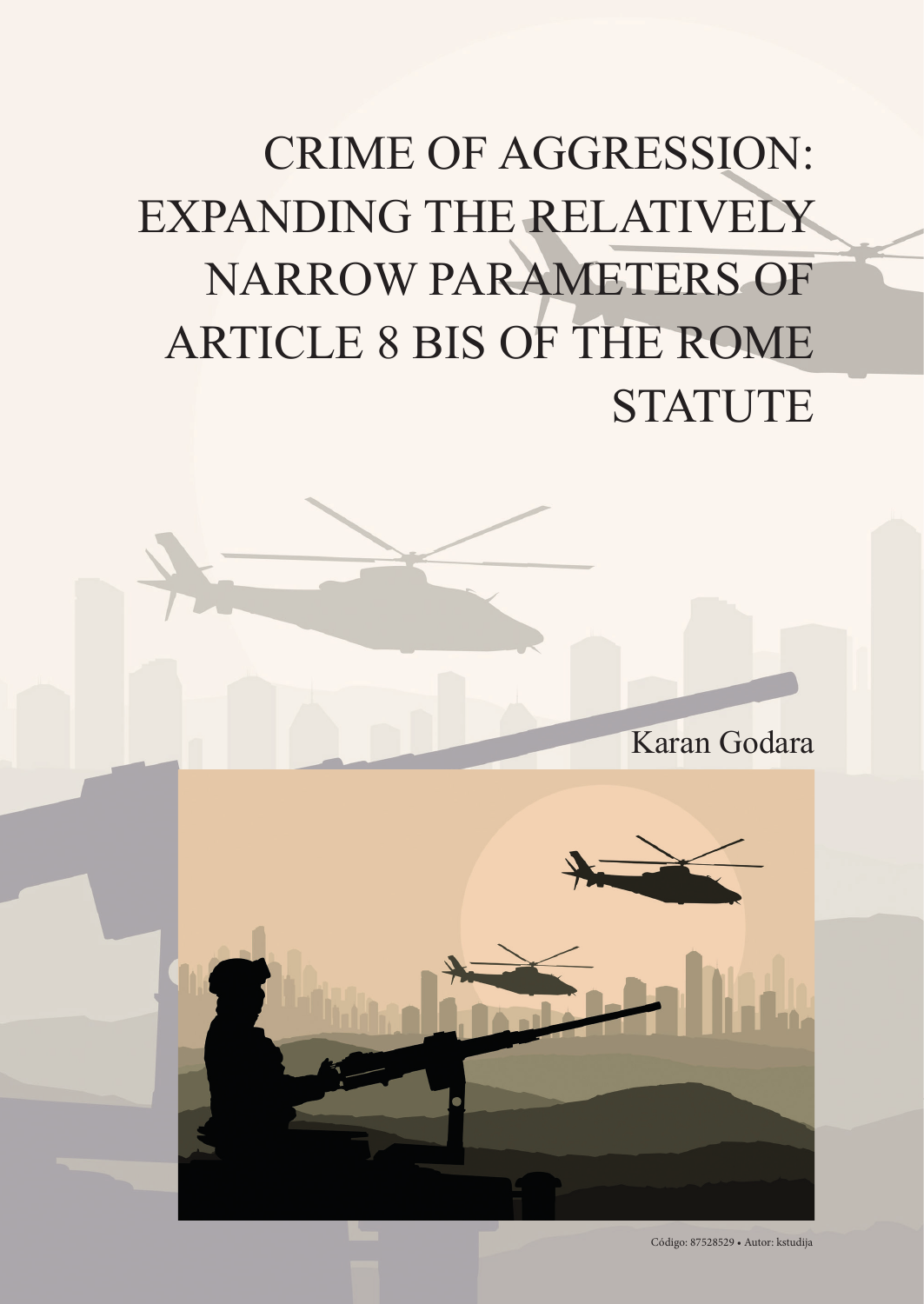# CRIME OF AGGRESSION: EXPANDING THE RELATIVELY NARROW PARAMETERS OF ARTICLE 8 BIS OF THE ROME STATUTE

Karan Godara

Código: 87528529 • Autor: kstudija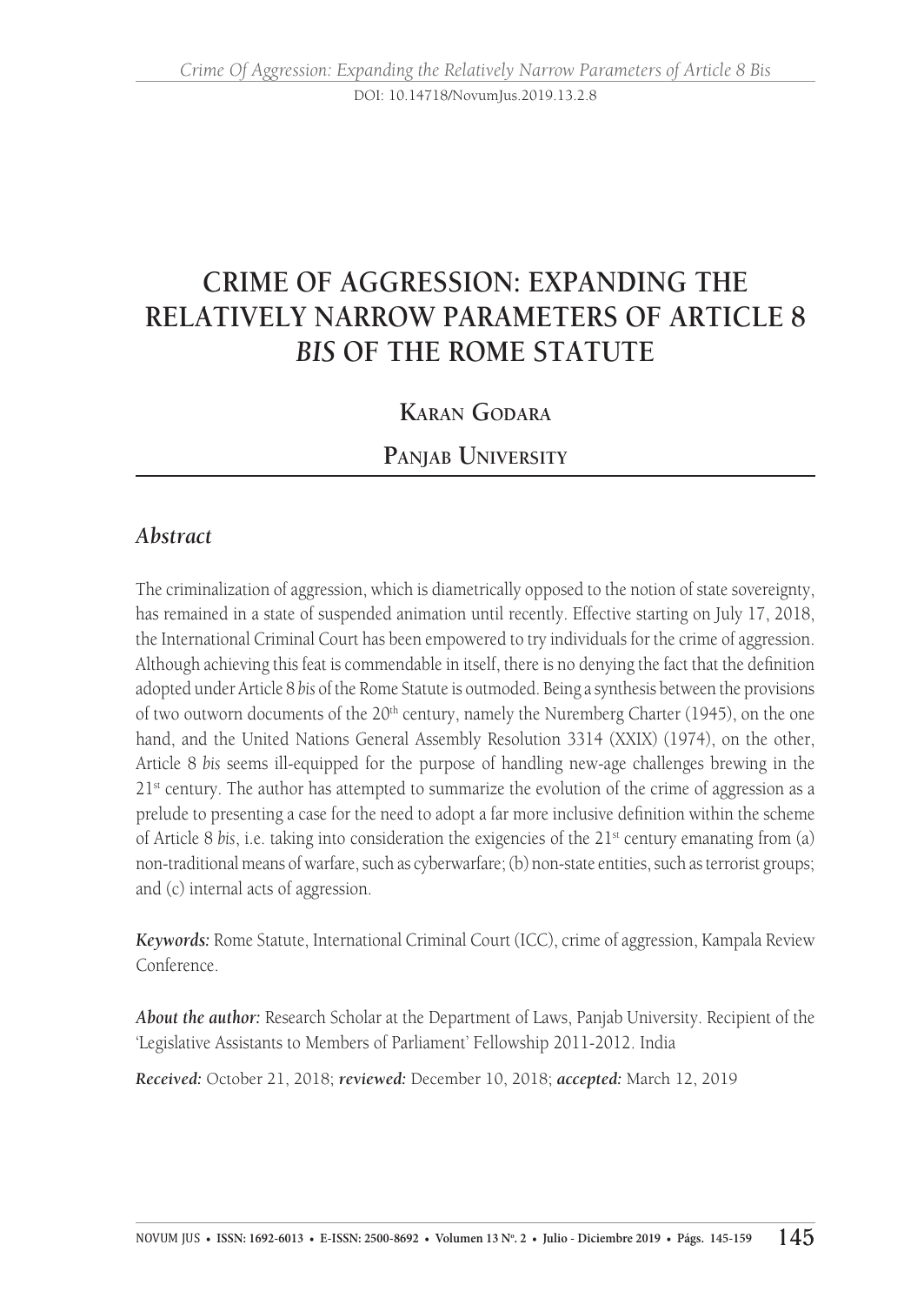# CRIME OF AGGRESSION: EXPANDING THE RELATIVELY NARROW PARAMETERS OF ARTICLE 8 *BIS* OF THE ROME STATUTE

**Karan Godara**

**Panjab University**

## *Abstract*

The criminalization of aggression, which is diametrically opposed to the notion of state sovereignty, has remained in a state of suspended animation until recently. Effective starting on July 17, 2018, the International Criminal Court has been empowered to try individuals for the crime of aggression. Although achieving this feat is commendable in itself, there is no denying the fact that the definition adopted under Article 8 *bis* of the Rome Statute is outmoded. Being a synthesis between the provisions of two outworn documents of the 20th century, namely the Nuremberg Charter (1945), on the one hand, and the United Nations General Assembly Resolution 3314 (XXIX) (1974), on the other, Article 8 *bis* seems ill-equipped for the purpose of handling new-age challenges brewing in the 21st century. The author has attempted to summarize the evolution of the crime of aggression as a prelude to presenting a case for the need to adopt a far more inclusive definition within the scheme of Article 8 *bis*, i.e. taking into consideration the exigencies of the 21st century emanating from (a) non-traditional means of warfare, such as cyberwarfare; (b) non-state entities, such as terrorist groups; and (c) internal acts of aggression.

***Keywords:*** Rome Statute, International Criminal Court (ICC), crime of aggression, Kampala Review Conference.

***About the author:*** Research Scholar at the Department of Laws, Panjab University. Recipient of the 'Legislative Assistants to Members of Parliament' Fellowship 2011-2012. India

***Received:*** October 21, 2018; ***reviewed:*** December 10, 2018; ***accepted:*** March 12, 2019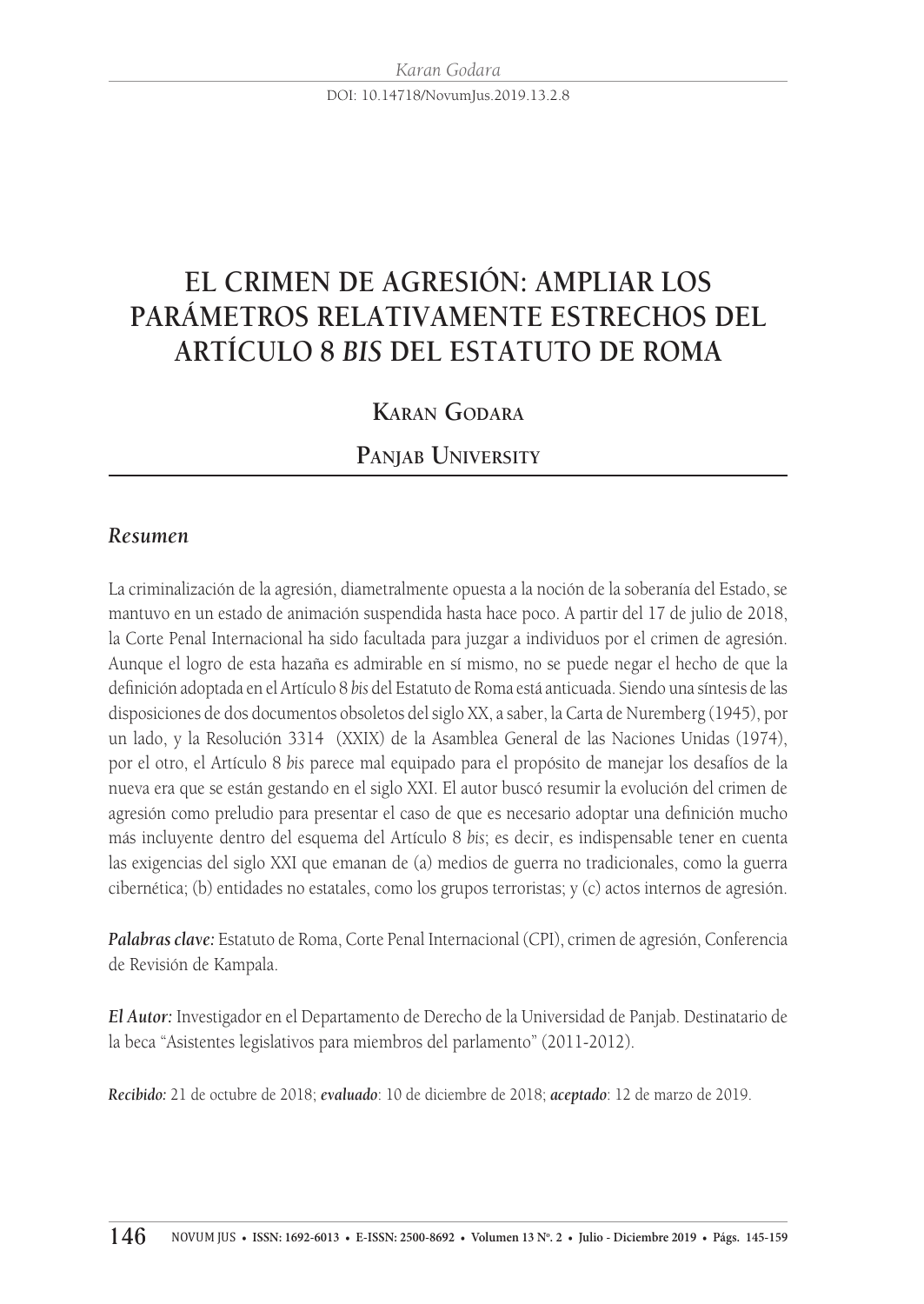# EL CRIMEN DE AGRESIÓN: AMPLIAR LOS PARÁMETROS RELATIVAMENTE ESTRECHOS DEL ARTÍCULO 8 *BIS* DEL ESTATUTO DE ROMA

**Karan Godara**

**Panjab University**

## *Resumen*

La criminalización de la agresión, diametralmente opuesta a la noción de la soberanía del Estado, se mantuvo en un estado de animación suspendida hasta hace poco. A partir del 17 de julio de 2018, la Corte Penal Internacional ha sido facultada para juzgar a individuos por el crimen de agresión. Aunque el logro de esta hazaña es admirable en sí mismo, no se puede negar el hecho de que la definición adoptada en el Artículo 8 *bis* del Estatuto de Roma está anticuada. Siendo una síntesis de las disposiciones de dos documentos obsoletos del siglo XX, a saber, la Carta de Nuremberg (1945), por un lado, y la Resolución 3314 (XXIX) de la Asamblea General de las Naciones Unidas (1974), por el otro, el Artículo 8 *bis* parece mal equipado para el propósito de manejar los desafíos de la nueva era que se están gestando en el siglo XXI. El autor buscó resumir la evolución del crimen de agresión como preludio para presentar el caso de que es necesario adoptar una definición mucho más incluyente dentro del esquema del Artículo 8 *bis*; es decir, es indispensable tener en cuenta las exigencias del siglo XXI que emanan de (a) medios de guerra no tradicionales, como la guerra cibernética; (b) entidades no estatales, como los grupos terroristas; y (c) actos internos de agresión.

***Palabras clave:*** Estatuto de Roma, Corte Penal Internacional (CPI), crimen de agresión, Conferencia de Revisión de Kampala.

***El Autor:*** Investigador en el Departamento de Derecho de la Universidad de Panjab. Destinatario de la beca "Asistentes legislativos para miembros del parlamento" (2011-2012).

***Recibido:*** 21 de octubre de 2018; ***evaluado***: 10 de diciembre de 2018; ***aceptado***: 12 de marzo de 2019.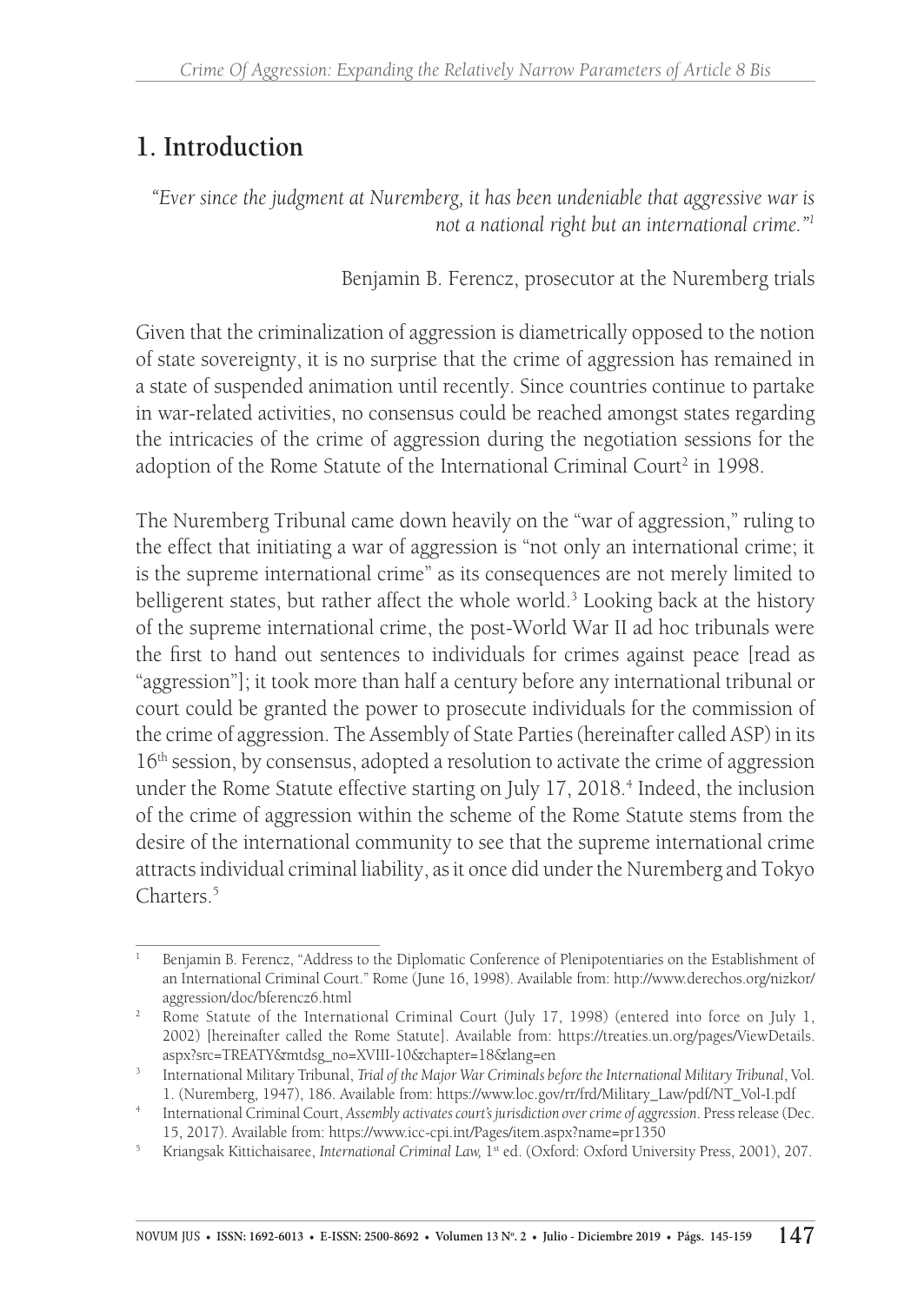## 1. Introduction

*"Ever since the judgment at Nuremberg, it has been undeniable that aggressive war is not a national right but an international crime."*[1]

Benjamin B. Ferencz, prosecutor at the Nuremberg trials

Given that the criminalization of aggression is diametrically opposed to the notion of state sovereignty, it is no surprise that the crime of aggression has remained in a state of suspended animation until recently. Since countries continue to partake in war-related activities, no consensus could be reached amongst states regarding the intricacies of the crime of aggression during the negotiation sessions for the adoption of the Rome Statute of the International Criminal Court[2] in 1998.

The Nuremberg Tribunal came down heavily on the "war of aggression," ruling to the effect that initiating a war of aggression is "not only an international crime; it is the supreme international crime" as its consequences are not merely limited to belligerent states, but rather affect the whole world.[3] Looking back at the history of the supreme international crime, the post-World War II ad hoc tribunals were the first to hand out sentences to individuals for crimes against peace [read as "aggression"]; it took more than half a century before any international tribunal or court could be granted the power to prosecute individuals for the commission of the crime of aggression. The Assembly of State Parties (hereinafter called ASP) in its 16th session, by consensus, adopted a resolution to activate the crime of aggression under the Rome Statute effective starting on July 17, 2018.[4] Indeed, the inclusion of the crime of aggression within the scheme of the Rome Statute stems from the desire of the international community to see that the supreme international crime attracts individual criminal liability, as it once did under the Nuremberg and Tokyo Charters.[5]

---

1. Benjamin B. Ferencz, "Address to the Diplomatic Conference of Plenipotentiaries on the Establishment of an International Criminal Court." Rome (June 16, 1998). Available from: http://www.derechos.org/nizkor/aggression/doc/bferencz6.html
2. Rome Statute of the International Criminal Court (July 17, 1998) (entered into force on July 1, 2002) [hereinafter called the Rome Statute]. Available from: https://treaties.un.org/pages/ViewDetails.aspx?src=TREATY&mtdsg_no=XVIII-10&chapter=18&lang=en
3. International Military Tribunal, *Trial of the Major War Criminals before the International Military Tribunal*, Vol. 1. (Nuremberg, 1947), 186. Available from: https://www.loc.gov/rr/frd/Military_Law/pdf/NT_Vol-I.pdf
4. International Criminal Court, *Assembly activates court's jurisdiction over crime of aggression*. Press release (Dec. 15, 2017). Available from: https://www.icc-cpi.int/Pages/item.aspx?name=pr1350
5. Kriangsak Kittichaisaree, *International Criminal Law,* 1st ed. (Oxford: Oxford University Press, 2001), 207.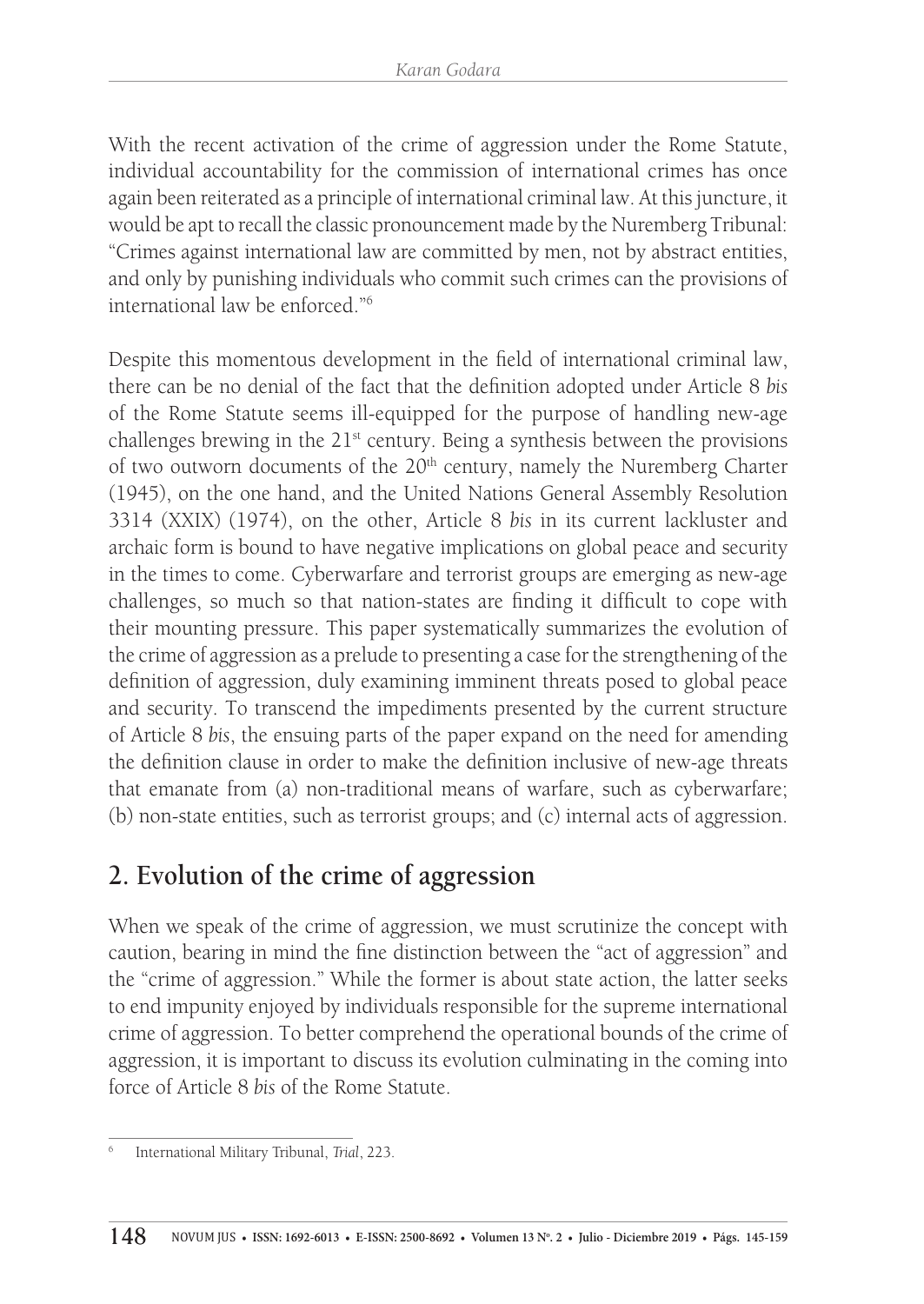With the recent activation of the crime of aggression under the Rome Statute, individual accountability for the commission of international crimes has once again been reiterated as a principle of international criminal law. At this juncture, it would be apt to recall the classic pronouncement made by the Nuremberg Tribunal: "Crimes against international law are committed by men, not by abstract entities, and only by punishing individuals who commit such crimes can the provisions of international law be enforced."[6]

Despite this momentous development in the field of international criminal law, there can be no denial of the fact that the definition adopted under Article 8 *bis* of the Rome Statute seems ill-equipped for the purpose of handling new-age challenges brewing in the 21st century. Being a synthesis between the provisions of two outworn documents of the 20th century, namely the Nuremberg Charter (1945), on the one hand, and the United Nations General Assembly Resolution 3314 (XXIX) (1974), on the other, Article 8 *bis* in its current lackluster and archaic form is bound to have negative implications on global peace and security in the times to come. Cyberwarfare and terrorist groups are emerging as new-age challenges, so much so that nation-states are finding it difficult to cope with their mounting pressure. This paper systematically summarizes the evolution of the crime of aggression as a prelude to presenting a case for the strengthening of the definition of aggression, duly examining imminent threats posed to global peace and security. To transcend the impediments presented by the current structure of Article 8 *bis*, the ensuing parts of the paper expand on the need for amending the definition clause in order to make the definition inclusive of new-age threats that emanate from (a) non-traditional means of warfare, such as cyberwarfare; (b) non-state entities, such as terrorist groups; and (c) internal acts of aggression.

## 2. Evolution of the crime of aggression

When we speak of the crime of aggression, we must scrutinize the concept with caution, bearing in mind the fine distinction between the "act of aggression" and the "crime of aggression." While the former is about state action, the latter seeks to end impunity enjoyed by individuals responsible for the supreme international crime of aggression. To better comprehend the operational bounds of the crime of aggression, it is important to discuss its evolution culminating in the coming into force of Article 8 *bis* of the Rome Statute.

---

[6] International Military Tribunal, *Trial*, 223.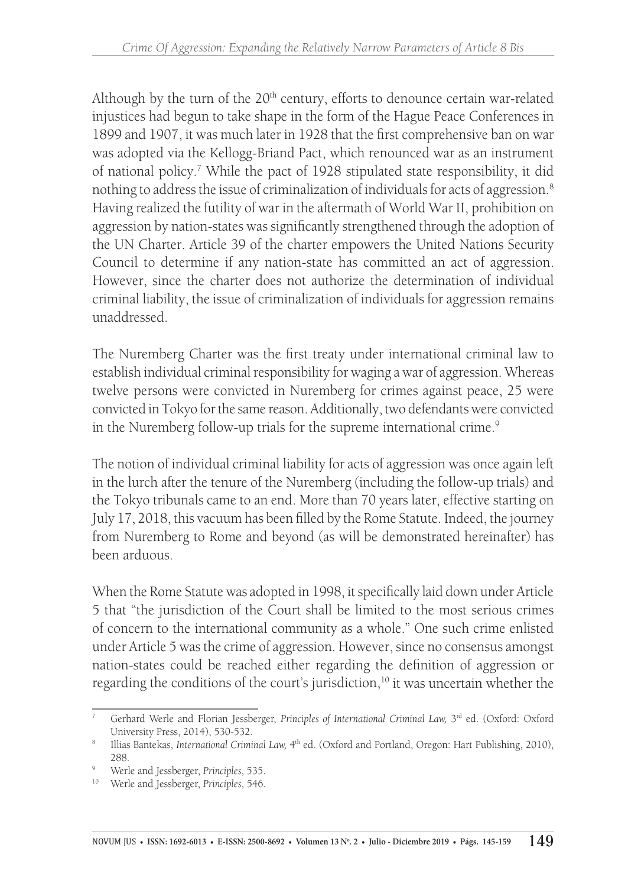Although by the turn of the 20th century, efforts to denounce certain war-related injustices had begun to take shape in the form of the Hague Peace Conferences in 1899 and 1907, it was much later in 1928 that the first comprehensive ban on war was adopted via the Kellogg-Briand Pact, which renounced war as an instrument of national policy.[7] While the pact of 1928 stipulated state responsibility, it did nothing to address the issue of criminalization of individuals for acts of aggression.[8] Having realized the futility of war in the aftermath of World War II, prohibition on aggression by nation-states was significantly strengthened through the adoption of the UN Charter. Article 39 of the charter empowers the United Nations Security Council to determine if any nation-state has committed an act of aggression. However, since the charter does not authorize the determination of individual criminal liability, the issue of criminalization of individuals for aggression remains unaddressed.

The Nuremberg Charter was the first treaty under international criminal law to establish individual criminal responsibility for waging a war of aggression. Whereas twelve persons were convicted in Nuremberg for crimes against peace, 25 were convicted in Tokyo for the same reason. Additionally, two defendants were convicted in the Nuremberg follow-up trials for the supreme international crime.[9]

The notion of individual criminal liability for acts of aggression was once again left in the lurch after the tenure of the Nuremberg (including the follow-up trials) and the Tokyo tribunals came to an end. More than 70 years later, effective starting on July 17, 2018, this vacuum has been filled by the Rome Statute. Indeed, the journey from Nuremberg to Rome and beyond (as will be demonstrated hereinafter) has been arduous.

When the Rome Statute was adopted in 1998, it specifically laid down under Article 5 that "the jurisdiction of the Court shall be limited to the most serious crimes of concern to the international community as a whole." One such crime enlisted under Article 5 was the crime of aggression. However, since no consensus amongst nation-states could be reached either regarding the definition of aggression or regarding the conditions of the court's jurisdiction,[10] it was uncertain whether the

---

[7] Gerhard Werle and Florian Jessberger, *Principles of International Criminal Law,* 3rd ed. (Oxford: Oxford University Press, 2014), 530-532.

[8] Illias Bantekas, *International Criminal Law,* 4th ed. (Oxford and Portland, Oregon: Hart Publishing, 2010), 288.

[9] Werle and Jessberger, *Principles*, 535.

[10] Werle and Jessberger, *Principles*, 546.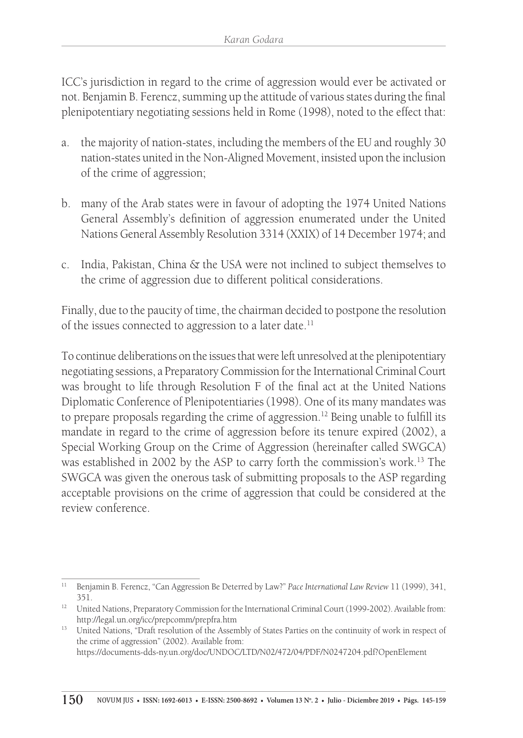ICC's jurisdiction in regard to the crime of aggression would ever be activated or not. Benjamin B. Ferencz, summing up the attitude of various states during the final plenipotentiary negotiating sessions held in Rome (1998), noted to the effect that:

a. the majority of nation-states, including the members of the EU and roughly 30 nation-states united in the Non-Aligned Movement, insisted upon the inclusion of the crime of aggression;

b. many of the Arab states were in favour of adopting the 1974 United Nations General Assembly's definition of aggression enumerated under the United Nations General Assembly Resolution 3314 (XXIX) of 14 December 1974; and

c. India, Pakistan, China & the USA were not inclined to subject themselves to the crime of aggression due to different political considerations.

Finally, due to the paucity of time, the chairman decided to postpone the resolution of the issues connected to aggression to a later date.[11]

To continue deliberations on the issues that were left unresolved at the plenipotentiary negotiating sessions, a Preparatory Commission for the International Criminal Court was brought to life through Resolution F of the final act at the United Nations Diplomatic Conference of Plenipotentiaries (1998). One of its many mandates was to prepare proposals regarding the crime of aggression.[12] Being unable to fulfill its mandate in regard to the crime of aggression before its tenure expired (2002), a Special Working Group on the Crime of Aggression (hereinafter called SWGCA) was established in 2002 by the ASP to carry forth the commission's work.[13] The SWGCA was given the onerous task of submitting proposals to the ASP regarding acceptable provisions on the crime of aggression that could be considered at the review conference.

---

[11] Benjamin B. Ferencz, "Can Aggression Be Deterred by Law?" *Pace International Law Review* 11 (1999), 341, 351.

[12] United Nations, Preparatory Commission for the International Criminal Court (1999-2002). Available from: http://legal.un.org/icc/prepcomm/prepfra.htm

[13] United Nations, "Draft resolution of the Assembly of States Parties on the continuity of work in respect of the crime of aggression" (2002). Available from: https://documents-dds-ny.un.org/doc/UNDOC/LTD/N02/472/04/PDF/N0247204.pdf?OpenElement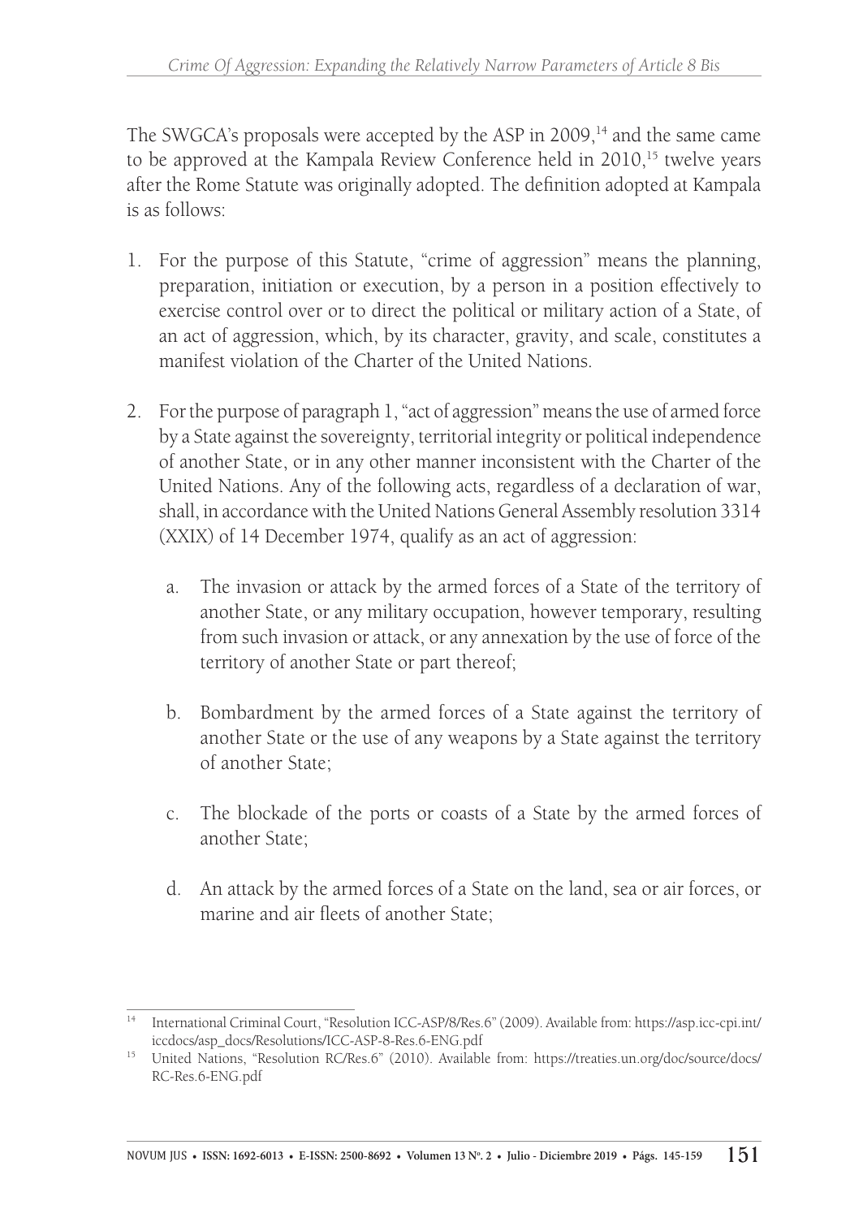The SWGCA's proposals were accepted by the ASP in 2009,[14] and the same came to be approved at the Kampala Review Conference held in 2010,[15] twelve years after the Rome Statute was originally adopted. The definition adopted at Kampala is as follows:

1. For the purpose of this Statute, "crime of aggression" means the planning, preparation, initiation or execution, by a person in a position effectively to exercise control over or to direct the political or military action of a State, of an act of aggression, which, by its character, gravity, and scale, constitutes a manifest violation of the Charter of the United Nations.

2. For the purpose of paragraph 1, "act of aggression" means the use of armed force by a State against the sovereignty, territorial integrity or political independence of another State, or in any other manner inconsistent with the Charter of the United Nations. Any of the following acts, regardless of a declaration of war, shall, in accordance with the United Nations General Assembly resolution 3314 (XXIX) of 14 December 1974, qualify as an act of aggression:

   a. The invasion or attack by the armed forces of a State of the territory of another State, or any military occupation, however temporary, resulting from such invasion or attack, or any annexation by the use of force of the territory of another State or part thereof;

   b. Bombardment by the armed forces of a State against the territory of another State or the use of any weapons by a State against the territory of another State;

   c. The blockade of the ports or coasts of a State by the armed forces of another State;

   d. An attack by the armed forces of a State on the land, sea or air forces, or marine and air fleets of another State;

---

[14] International Criminal Court, "Resolution ICC-ASP/8/Res.6" (2009). Available from: https://asp.icc-cpi.int/iccdocs/asp_docs/Resolutions/ICC-ASP-8-Res.6-ENG.pdf

[15] United Nations, "Resolution RC/Res.6" (2010). Available from: https://treaties.un.org/doc/source/docs/RC-Res.6-ENG.pdf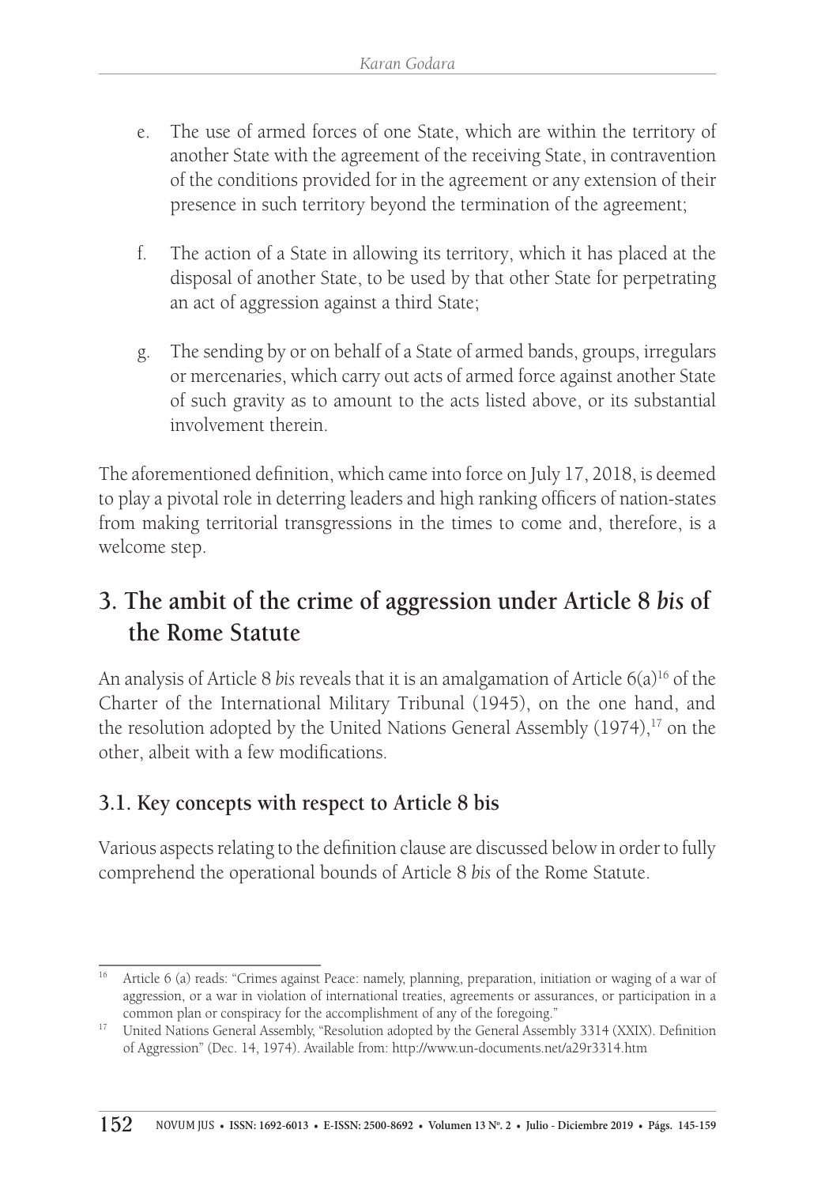e. The use of armed forces of one State, which are within the territory of another State with the agreement of the receiving State, in contravention of the conditions provided for in the agreement or any extension of their presence in such territory beyond the termination of the agreement;

f. The action of a State in allowing its territory, which it has placed at the disposal of another State, to be used by that other State for perpetrating an act of aggression against a third State;

g. The sending by or on behalf of a State of armed bands, groups, irregulars or mercenaries, which carry out acts of armed force against another State of such gravity as to amount to the acts listed above, or its substantial involvement therein.

The aforementioned definition, which came into force on July 17, 2018, is deemed to play a pivotal role in deterring leaders and high ranking officers of nation-states from making territorial transgressions in the times to come and, therefore, is a welcome step.

## 3. The ambit of the crime of aggression under Article 8 *bis* of the Rome Statute

An analysis of Article 8 *bis* reveals that it is an amalgamation of Article 6(a)[16] of the Charter of the International Military Tribunal (1945), on the one hand, and the resolution adopted by the United Nations General Assembly (1974),[17] on the other, albeit with a few modifications.

### 3.1. Key concepts with respect to Article 8 bis

Various aspects relating to the definition clause are discussed below in order to fully comprehend the operational bounds of Article 8 *bis* of the Rome Statute.

---

[16] Article 6 (a) reads: "Crimes against Peace: namely, planning, preparation, initiation or waging of a war of aggression, or a war in violation of international treaties, agreements or assurances, or participation in a common plan or conspiracy for the accomplishment of any of the foregoing."

[17] United Nations General Assembly, "Resolution adopted by the General Assembly 3314 (XXIX). Definition of Aggression" (Dec. 14, 1974). Available from: http://www.un-documents.net/a29r3314.htm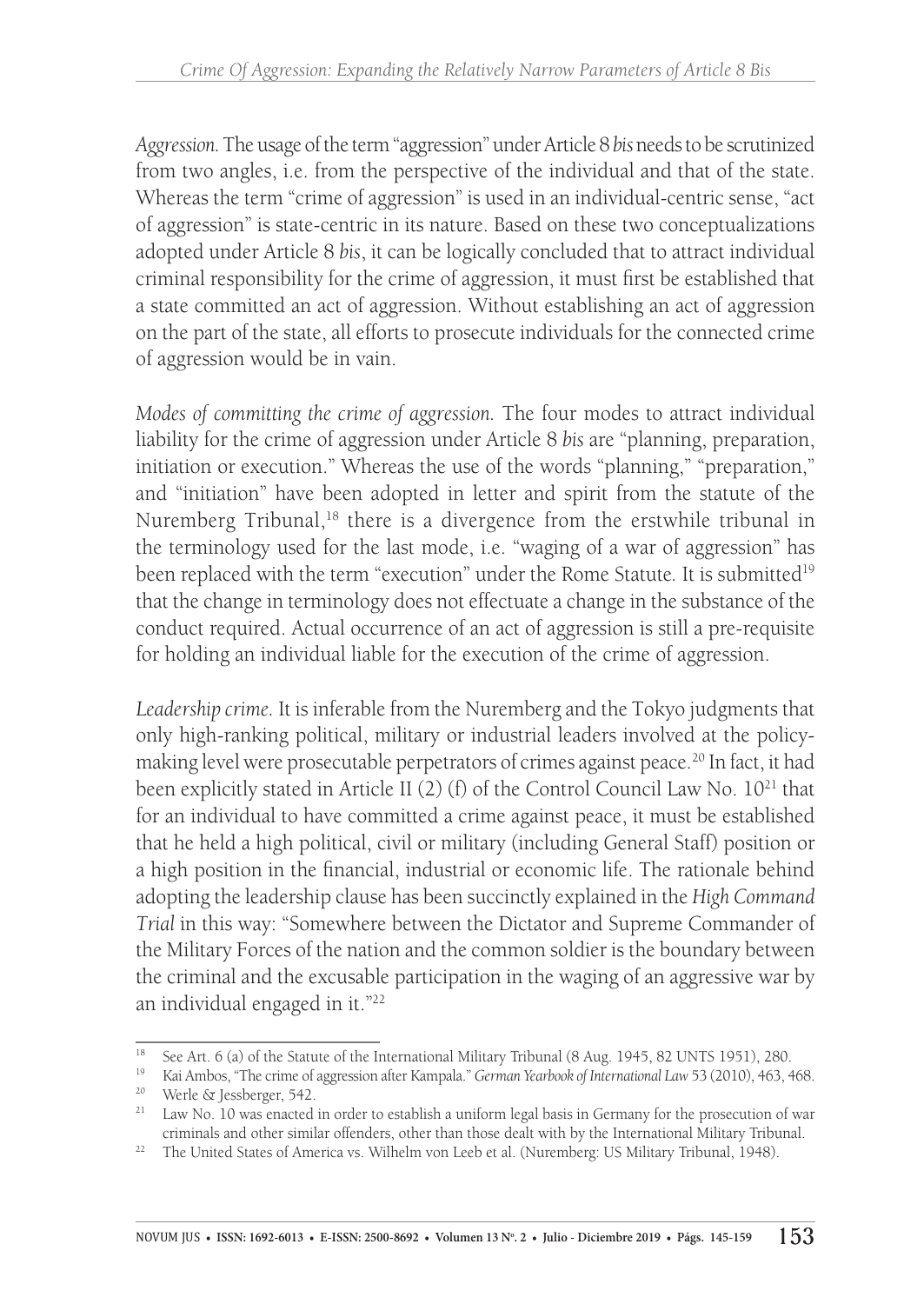*Aggression.* The usage of the term "aggression" under Article 8 *bis* needs to be scrutinized from two angles, i.e. from the perspective of the individual and that of the state. Whereas the term "crime of aggression" is used in an individual-centric sense, "act of aggression" is state-centric in its nature. Based on these two conceptualizations adopted under Article 8 *bis*, it can be logically concluded that to attract individual criminal responsibility for the crime of aggression, it must first be established that a state committed an act of aggression. Without establishing an act of aggression on the part of the state, all efforts to prosecute individuals for the connected crime of aggression would be in vain.

*Modes of committing the crime of aggression.* The four modes to attract individual liability for the crime of aggression under Article 8 *bis* are "planning, preparation, initiation or execution." Whereas the use of the words "planning," "preparation," and "initiation" have been adopted in letter and spirit from the statute of the Nuremberg Tribunal,[18] there is a divergence from the erstwhile tribunal in the terminology used for the last mode, i.e. "waging of a war of aggression" has been replaced with the term "execution" under the Rome Statute. It is submitted[19] that the change in terminology does not effectuate a change in the substance of the conduct required. Actual occurrence of an act of aggression is still a pre-requisite for holding an individual liable for the execution of the crime of aggression.

*Leadership crime.* It is inferable from the Nuremberg and the Tokyo judgments that only high-ranking political, military or industrial leaders involved at the policy-making level were prosecutable perpetrators of crimes against peace.[20] In fact, it had been explicitly stated in Article II (2) (f) of the Control Council Law No. 10[21] that for an individual to have committed a crime against peace, it must be established that he held a high political, civil or military (including General Staff) position or a high position in the financial, industrial or economic life. The rationale behind adopting the leadership clause has been succinctly explained in the *High Command Trial* in this way: "Somewhere between the Dictator and Supreme Commander of the Military Forces of the nation and the common soldier is the boundary between the criminal and the excusable participation in the waging of an aggressive war by an individual engaged in it."[22]

---

[18] See Art. 6 (a) of the Statute of the International Military Tribunal (8 Aug. 1945, 82 UNTS 1951), 280.

[19] Kai Ambos, "The crime of aggression after Kampala." *German Yearbook of International Law* 53 (2010), 463, 468.

[20] Werle & Jessberger, 542.

[21] Law No. 10 was enacted in order to establish a uniform legal basis in Germany for the prosecution of war criminals and other similar offenders, other than those dealt with by the International Military Tribunal.

[22] The United States of America vs. Wilhelm von Leeb et al. (Nuremberg: US Military Tribunal, 1948).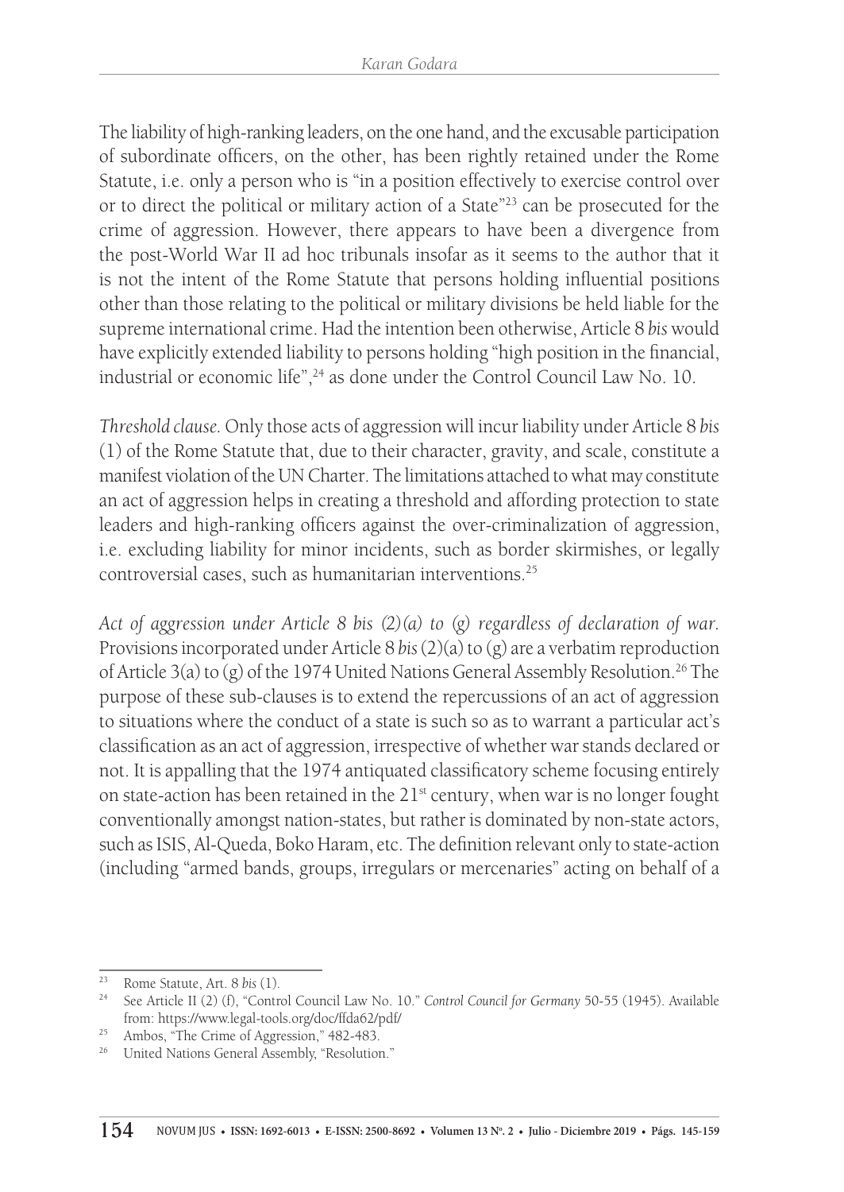The liability of high-ranking leaders, on the one hand, and the excusable participation of subordinate officers, on the other, has been rightly retained under the Rome Statute, i.e. only a person who is "in a position effectively to exercise control over or to direct the political or military action of a State"[23] can be prosecuted for the crime of aggression. However, there appears to have been a divergence from the post-World War II ad hoc tribunals insofar as it seems to the author that it is not the intent of the Rome Statute that persons holding influential positions other than those relating to the political or military divisions be held liable for the supreme international crime. Had the intention been otherwise, Article 8 *bis* would have explicitly extended liability to persons holding "high position in the financial, industrial or economic life",[24] as done under the Control Council Law No. 10.

*Threshold clause.* Only those acts of aggression will incur liability under Article 8 *bis* (1) of the Rome Statute that, due to their character, gravity, and scale, constitute a manifest violation of the UN Charter. The limitations attached to what may constitute an act of aggression helps in creating a threshold and affording protection to state leaders and high-ranking officers against the over-criminalization of aggression, i.e. excluding liability for minor incidents, such as border skirmishes, or legally controversial cases, such as humanitarian interventions.[25]

*Act of aggression under Article 8 bis (2)(a) to (g) regardless of declaration of war.* Provisions incorporated under Article 8 *bis* (2)(a) to (g) are a verbatim reproduction of Article 3(a) to (g) of the 1974 United Nations General Assembly Resolution.[26] The purpose of these sub-clauses is to extend the repercussions of an act of aggression to situations where the conduct of a state is such so as to warrant a particular act's classification as an act of aggression, irrespective of whether war stands declared or not. It is appalling that the 1974 antiquated classificatory scheme focusing entirely on state-action has been retained in the 21st century, when war is no longer fought conventionally amongst nation-states, but rather is dominated by non-state actors, such as ISIS, Al-Queda, Boko Haram, etc. The definition relevant only to state-action (including "armed bands, groups, irregulars or mercenaries" acting on behalf of a

---

[23] Rome Statute, Art. 8 *bis* (1).

[24] See Article II (2) (f), "Control Council Law No. 10." *Control Council for Germany* 50-55 (1945). Available from: https://www.legal-tools.org/doc/ffda62/pdf/

[25] Ambos, "The Crime of Aggression," 482-483.

[26] United Nations General Assembly, "Resolution."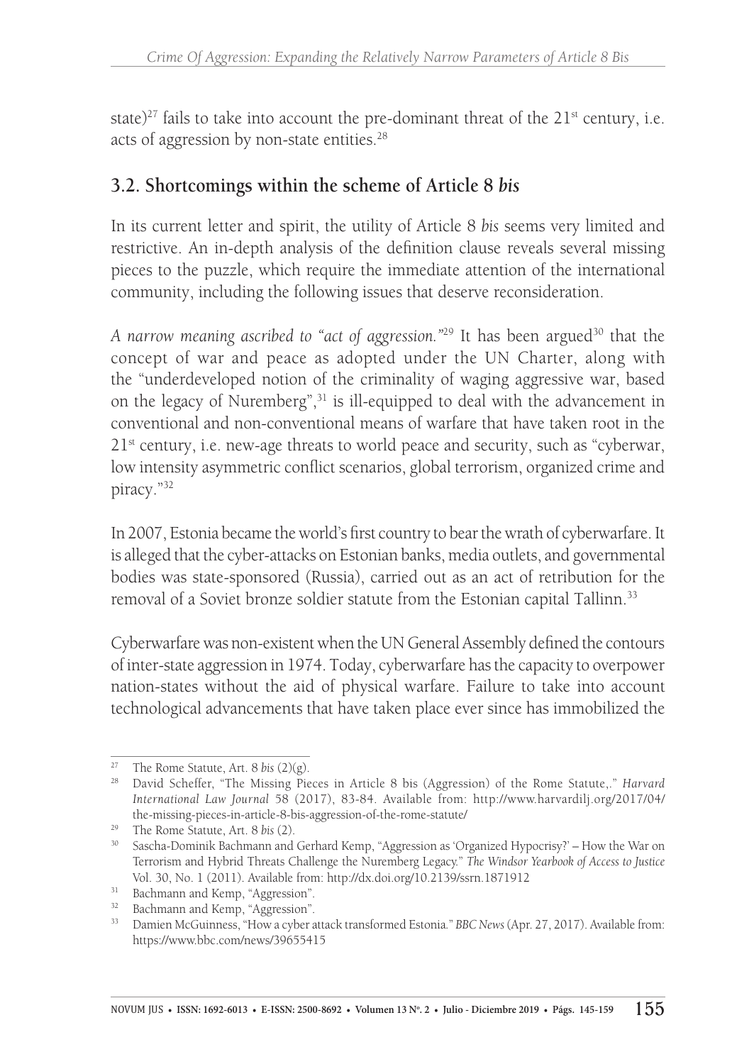state)[27] fails to take into account the pre-dominant threat of the 21st century, i.e. acts of aggression by non-state entities.[28]

## 3.2. Shortcomings within the scheme of Article 8 *bis*

In its current letter and spirit, the utility of Article 8 *bis* seems very limited and restrictive. An in-depth analysis of the definition clause reveals several missing pieces to the puzzle, which require the immediate attention of the international community, including the following issues that deserve reconsideration.

*A narrow meaning ascribed to "act of aggression."*[29] It has been argued[30] that the concept of war and peace as adopted under the UN Charter, along with the "underdeveloped notion of the criminality of waging aggressive war, based on the legacy of Nuremberg",[31] is ill-equipped to deal with the advancement in conventional and non-conventional means of warfare that have taken root in the 21st century, i.e. new-age threats to world peace and security, such as "cyberwar, low intensity asymmetric conflict scenarios, global terrorism, organized crime and piracy."[32]

In 2007, Estonia became the world's first country to bear the wrath of cyberwarfare. It is alleged that the cyber-attacks on Estonian banks, media outlets, and governmental bodies was state-sponsored (Russia), carried out as an act of retribution for the removal of a Soviet bronze soldier statute from the Estonian capital Tallinn.[33]

Cyberwarfare was non-existent when the UN General Assembly defined the contours of inter-state aggression in 1974. Today, cyberwarfare has the capacity to overpower nation-states without the aid of physical warfare. Failure to take into account technological advancements that have taken place ever since has immobilized the

---

[27] The Rome Statute, Art. 8 *bis* (2)(g).

[28] David Scheffer, "The Missing Pieces in Article 8 bis (Aggression) of the Rome Statute,." *Harvard International Law Journal* 58 (2017), 83-84. Available from: http://www.harvardilj.org/2017/04/the-missing-pieces-in-article-8-bis-aggression-of-the-rome-statute/

[29] The Rome Statute, Art. 8 *bis* (2).

[30] Sascha-Dominik Bachmann and Gerhard Kemp, "Aggression as 'Organized Hypocrisy?' – How the War on Terrorism and Hybrid Threats Challenge the Nuremberg Legacy." *The Windsor Yearbook of Access to Justice* Vol. 30, No. 1 (2011). Available from: http://dx.doi.org/10.2139/ssrn.1871912

[31] Bachmann and Kemp, "Aggression".

[32] Bachmann and Kemp, "Aggression".

[33] Damien McGuinness, "How a cyber attack transformed Estonia." *BBC News* (Apr. 27, 2017). Available from: https://www.bbc.com/news/39655415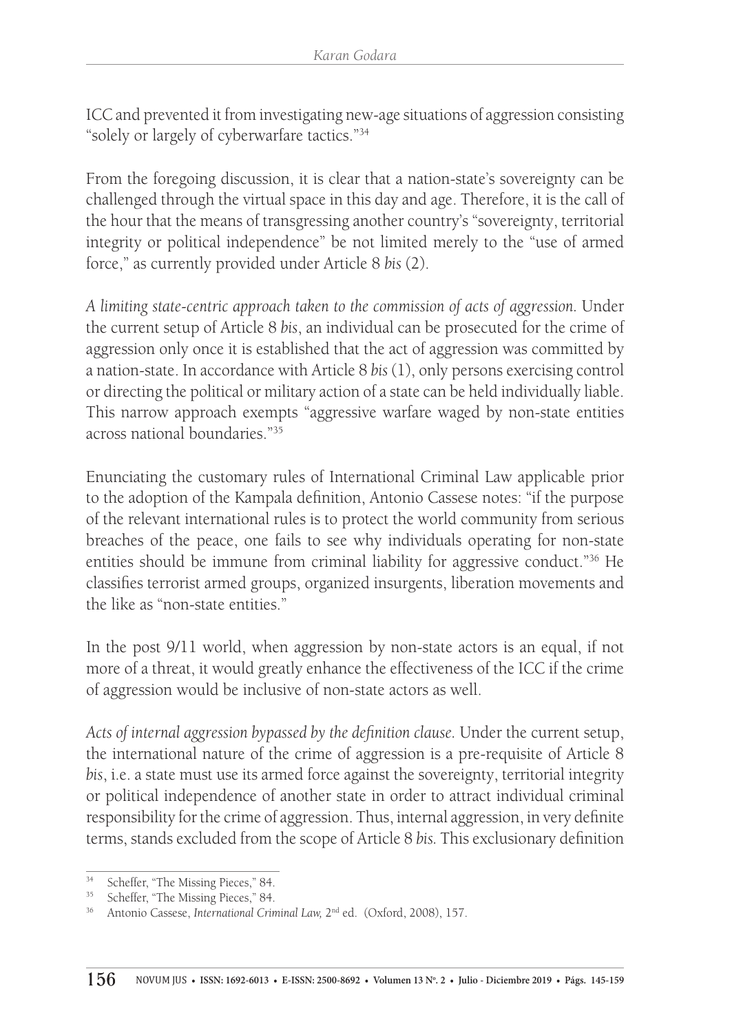ICC and prevented it from investigating new-age situations of aggression consisting "solely or largely of cyberwarfare tactics."[34]

From the foregoing discussion, it is clear that a nation-state's sovereignty can be challenged through the virtual space in this day and age. Therefore, it is the call of the hour that the means of transgressing another country's "sovereignty, territorial integrity or political independence" be not limited merely to the "use of armed force," as currently provided under Article 8 *bis* (2).

*A limiting state-centric approach taken to the commission of acts of aggression.* Under the current setup of Article 8 *bis*, an individual can be prosecuted for the crime of aggression only once it is established that the act of aggression was committed by a nation-state. In accordance with Article 8 *bis* (1), only persons exercising control or directing the political or military action of a state can be held individually liable. This narrow approach exempts "aggressive warfare waged by non-state entities across national boundaries."[35]

Enunciating the customary rules of International Criminal Law applicable prior to the adoption of the Kampala definition, Antonio Cassese notes: "if the purpose of the relevant international rules is to protect the world community from serious breaches of the peace, one fails to see why individuals operating for non-state entities should be immune from criminal liability for aggressive conduct."[36] He classifies terrorist armed groups, organized insurgents, liberation movements and the like as "non-state entities."

In the post 9/11 world, when aggression by non-state actors is an equal, if not more of a threat, it would greatly enhance the effectiveness of the ICC if the crime of aggression would be inclusive of non-state actors as well.

*Acts of internal aggression bypassed by the definition clause.* Under the current setup, the international nature of the crime of aggression is a pre-requisite of Article 8 *bis*, i.e. a state must use its armed force against the sovereignty, territorial integrity or political independence of another state in order to attract individual criminal responsibility for the crime of aggression. Thus, internal aggression, in very definite terms, stands excluded from the scope of Article 8 *bis.* This exclusionary definition

---

[34] Scheffer, "The Missing Pieces," 84.

[35] Scheffer, "The Missing Pieces," 84.

[36] Antonio Cassese, *International Criminal Law,* 2nd ed. (Oxford, 2008), 157.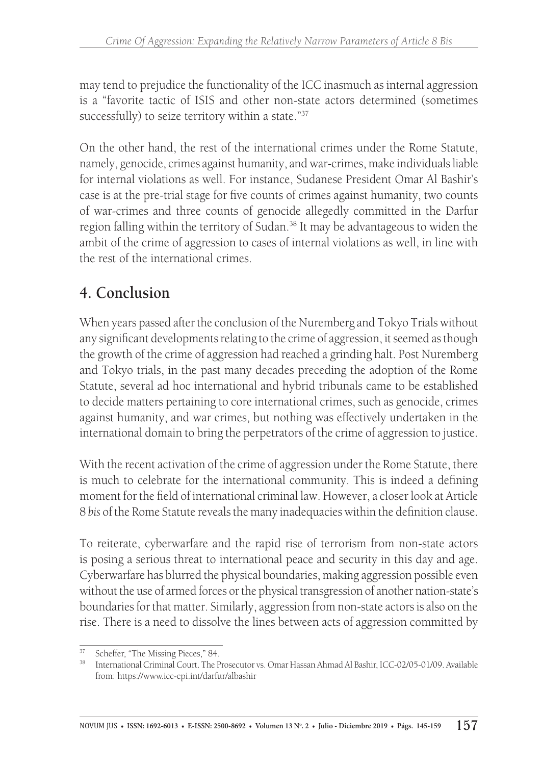may tend to prejudice the functionality of the ICC inasmuch as internal aggression is a "favorite tactic of ISIS and other non-state actors determined (sometimes successfully) to seize territory within a state."[37]

On the other hand, the rest of the international crimes under the Rome Statute, namely, genocide, crimes against humanity, and war-crimes, make individuals liable for internal violations as well. For instance, Sudanese President Omar Al Bashir's case is at the pre-trial stage for five counts of crimes against humanity, two counts of war-crimes and three counts of genocide allegedly committed in the Darfur region falling within the territory of Sudan.[38] It may be advantageous to widen the ambit of the crime of aggression to cases of internal violations as well, in line with the rest of the international crimes.

## 4. Conclusion

When years passed after the conclusion of the Nuremberg and Tokyo Trials without any significant developments relating to the crime of aggression, it seemed as though the growth of the crime of aggression had reached a grinding halt. Post Nuremberg and Tokyo trials, in the past many decades preceding the adoption of the Rome Statute, several ad hoc international and hybrid tribunals came to be established to decide matters pertaining to core international crimes, such as genocide, crimes against humanity, and war crimes, but nothing was effectively undertaken in the international domain to bring the perpetrators of the crime of aggression to justice.

With the recent activation of the crime of aggression under the Rome Statute, there is much to celebrate for the international community. This is indeed a defining moment for the field of international criminal law. However, a closer look at Article 8 *bis* of the Rome Statute reveals the many inadequacies within the definition clause.

To reiterate, cyberwarfare and the rapid rise of terrorism from non-state actors is posing a serious threat to international peace and security in this day and age. Cyberwarfare has blurred the physical boundaries, making aggression possible even without the use of armed forces or the physical transgression of another nation-state's boundaries for that matter. Similarly, aggression from non-state actors is also on the rise. There is a need to dissolve the lines between acts of aggression committed by

---

[37] Scheffer, "The Missing Pieces," 84.

[38] International Criminal Court. The Prosecutor vs. Omar Hassan Ahmad Al Bashir, ICC-02/05-01/09. Available from: https://www.icc-cpi.int/darfur/albashir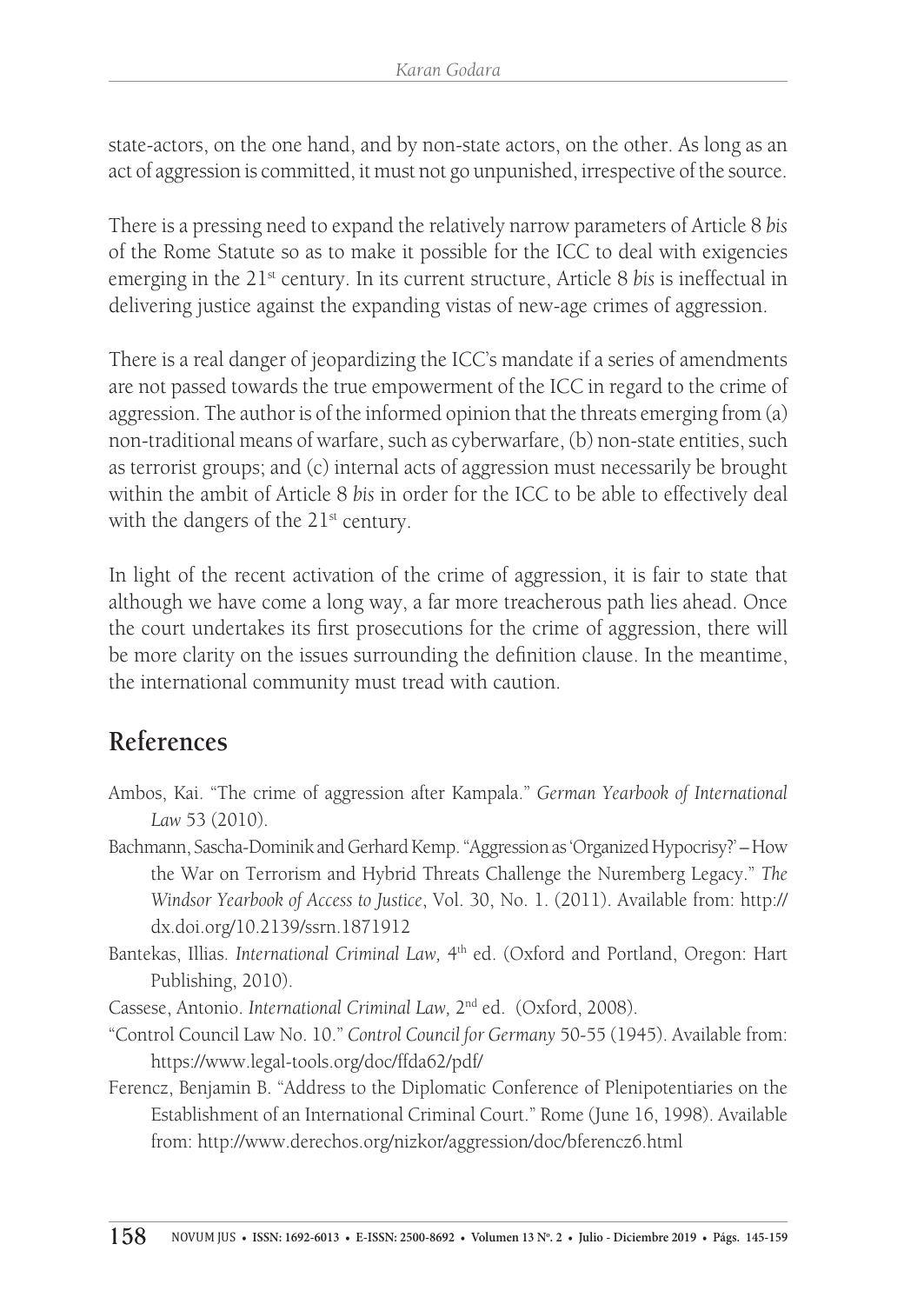state-actors, on the one hand, and by non-state actors, on the other. As long as an act of aggression is committed, it must not go unpunished, irrespective of the source.

There is a pressing need to expand the relatively narrow parameters of Article 8 *bis* of the Rome Statute so as to make it possible for the ICC to deal with exigencies emerging in the 21st century. In its current structure, Article 8 *bis* is ineffectual in delivering justice against the expanding vistas of new-age crimes of aggression.

There is a real danger of jeopardizing the ICC's mandate if a series of amendments are not passed towards the true empowerment of the ICC in regard to the crime of aggression. The author is of the informed opinion that the threats emerging from (a) non-traditional means of warfare, such as cyberwarfare, (b) non-state entities, such as terrorist groups; and (c) internal acts of aggression must necessarily be brought within the ambit of Article 8 *bis* in order for the ICC to be able to effectively deal with the dangers of the 21st century.

In light of the recent activation of the crime of aggression, it is fair to state that although we have come a long way, a far more treacherous path lies ahead. Once the court undertakes its first prosecutions for the crime of aggression, there will be more clarity on the issues surrounding the definition clause. In the meantime, the international community must tread with caution.

## References

Ambos, Kai. "The crime of aggression after Kampala." *German Yearbook of International Law* 53 (2010).

Bachmann, Sascha-Dominik and Gerhard Kemp. "Aggression as 'Organized Hypocrisy?' – How the War on Terrorism and Hybrid Threats Challenge the Nuremberg Legacy." *The Windsor Yearbook of Access to Justice*, Vol. 30, No. 1. (2011). Available from: http://dx.doi.org/10.2139/ssrn.1871912

Bantekas, Illias. *International Criminal Law,* 4th ed. (Oxford and Portland, Oregon: Hart Publishing, 2010).

Cassese, Antonio. *International Criminal Law,* 2nd ed. (Oxford, 2008).

"Control Council Law No. 10." *Control Council for Germany* 50-55 (1945). Available from: https://www.legal-tools.org/doc/ffda62/pdf/

Ferencz, Benjamin B. "Address to the Diplomatic Conference of Plenipotentiaries on the Establishment of an International Criminal Court." Rome (June 16, 1998). Available from: http://www.derechos.org/nizkor/aggression/doc/bferencz6.html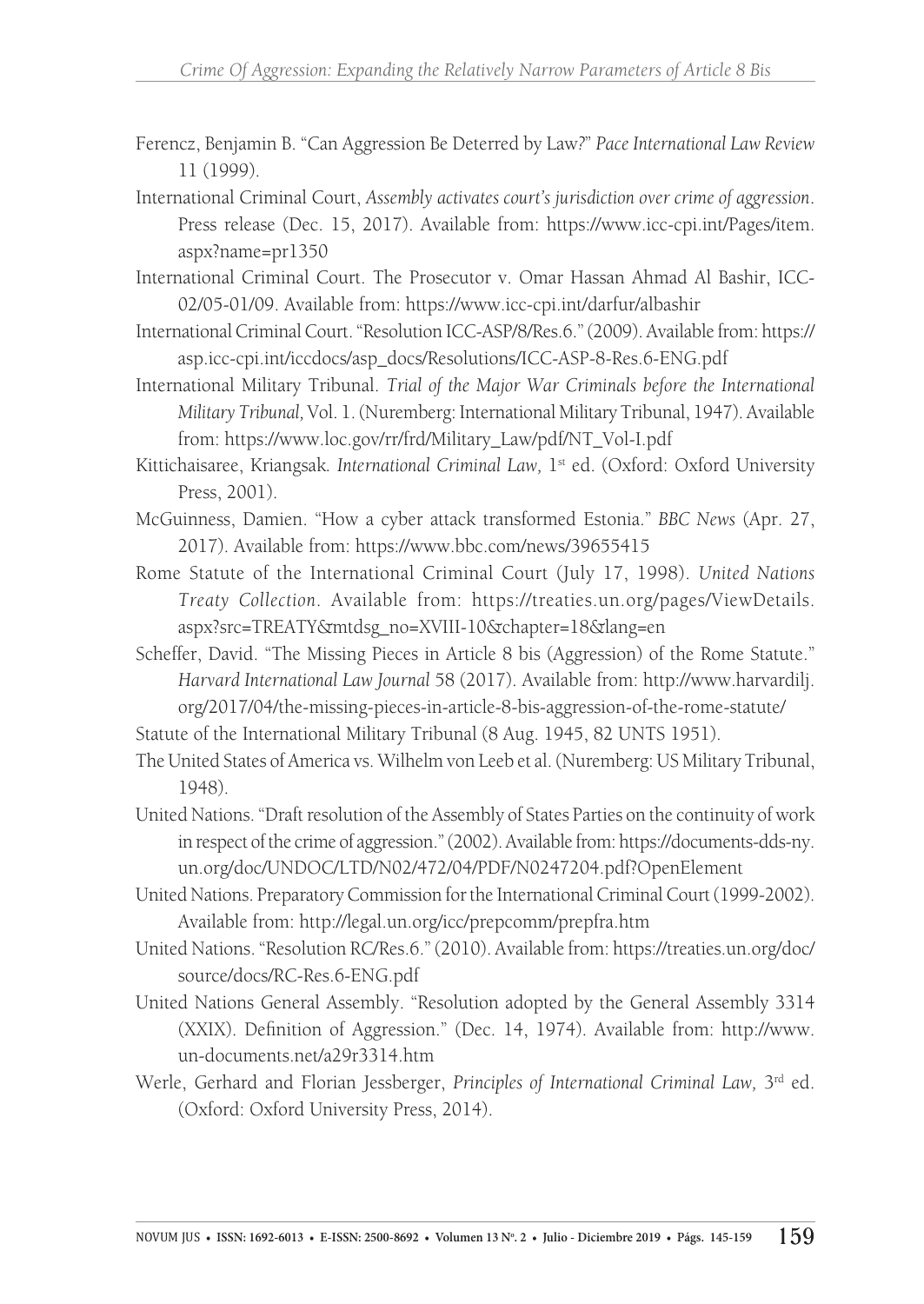Ferencz, Benjamin B. "Can Aggression Be Deterred by Law?" *Pace International Law Review* 11 (1999).

International Criminal Court, *Assembly activates court's jurisdiction over crime of aggression*. Press release (Dec. 15, 2017). Available from: https://www.icc-cpi.int/Pages/item.aspx?name=pr1350

International Criminal Court. The Prosecutor v. Omar Hassan Ahmad Al Bashir, ICC-02/05-01/09. Available from: https://www.icc-cpi.int/darfur/albashir

International Criminal Court. "Resolution ICC-ASP/8/Res.6." (2009). Available from: https://asp.icc-cpi.int/iccdocs/asp_docs/Resolutions/ICC-ASP-8-Res.6-ENG.pdf

International Military Tribunal. *Trial of the Major War Criminals before the International Military Tribunal,* Vol. 1. (Nuremberg: International Military Tribunal, 1947). Available from: https://www.loc.gov/rr/frd/Military_Law/pdf/NT_Vol-I.pdf

Kittichaisaree, Kriangsak. *International Criminal Law,* 1st ed. (Oxford: Oxford University Press, 2001).

McGuinness, Damien. "How a cyber attack transformed Estonia." *BBC News* (Apr. 27, 2017). Available from: https://www.bbc.com/news/39655415

Rome Statute of the International Criminal Court (July 17, 1998). *United Nations Treaty Collection*. Available from: https://treaties.un.org/pages/ViewDetails.aspx?src=TREATY&mtdsg_no=XVIII-10&chapter=18&lang=en

Scheffer, David. "The Missing Pieces in Article 8 bis (Aggression) of the Rome Statute." *Harvard International Law Journal* 58 (2017). Available from: http://www.harvardilj.org/2017/04/the-missing-pieces-in-article-8-bis-aggression-of-the-rome-statute/

Statute of the International Military Tribunal (8 Aug. 1945, 82 UNTS 1951).

The United States of America vs. Wilhelm von Leeb et al. (Nuremberg: US Military Tribunal, 1948).

United Nations. "Draft resolution of the Assembly of States Parties on the continuity of work in respect of the crime of aggression." (2002). Available from: https://documents-dds-ny.un.org/doc/UNDOC/LTD/N02/472/04/PDF/N0247204.pdf?OpenElement

United Nations. Preparatory Commission for the International Criminal Court (1999-2002). Available from: http://legal.un.org/icc/prepcomm/prepfra.htm

United Nations. "Resolution RC/Res.6." (2010). Available from: https://treaties.un.org/doc/source/docs/RC-Res.6-ENG.pdf

United Nations General Assembly. "Resolution adopted by the General Assembly 3314 (XXIX). Definition of Aggression." (Dec. 14, 1974). Available from: http://www.un-documents.net/a29r3314.htm

Werle, Gerhard and Florian Jessberger, *Principles of International Criminal Law,* 3rd ed. (Oxford: Oxford University Press, 2014).